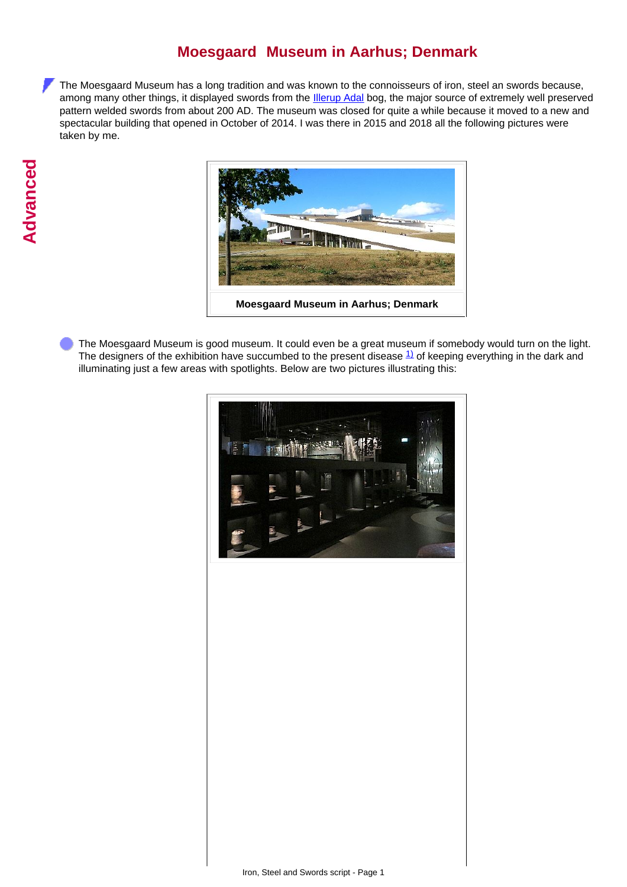# Moesgaard Museum in Aarhus; Denmark

The Moesgaard Museum has a long tradition and was known to the connoisseurs of iron, steel an swords because, among many other things, it displayed swords from the Illerup Adal bog, the major source of extremely well preserved pattern welded swords from about 200 AD. The museum was closed for quite a while because it moved to a new and spectacular building that opened in October of 2014. I was there in 2015 and 2018 all the following pictures were taken by me.

Moesgaard Museum in Aarhus; Denmark

- The Moesgaard Museum is good museum. It could even be a great museum if somebody would turn on the light. The designers of the exhibition have succumbed to the present disease [1)] of keeping everything in the dark and illuminating just a few areas with spotlights. Below are two pictures illustrating this: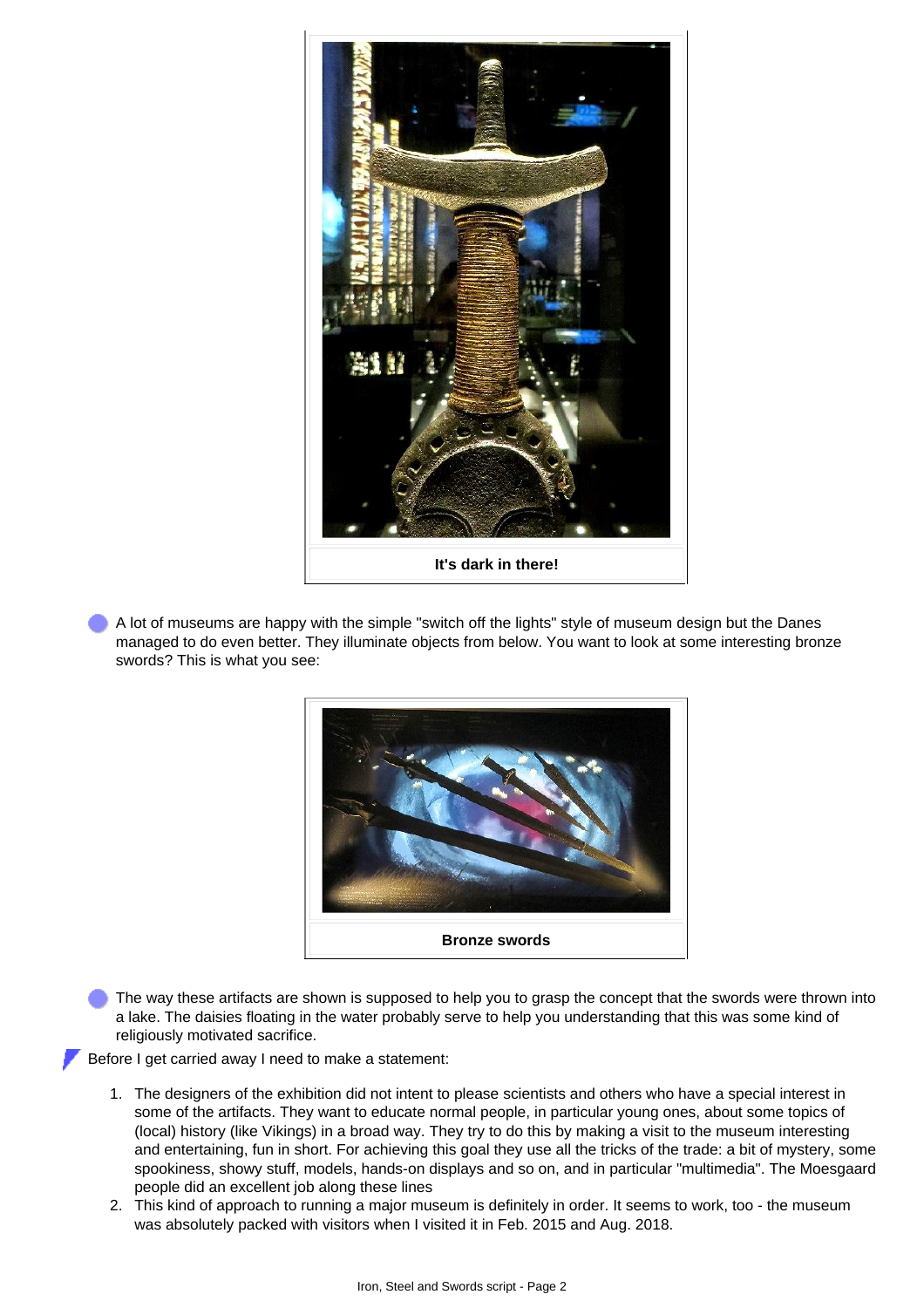It's dark in there!

- A lot of museums are happy with the simple "switch off the lights" style of museum design but the Danes managed to do even better. They illuminate objects from below. You want to look at some interesting bronze swords? This is what you see:

Bronze swords

- The way these artifacts are shown is supposed to help you to grasp the concept that the swords were thrown into a lake. The daisies floating in the water probably serve to help you understanding that this was some kind of religiously motivated sacrifice.

Before I get carried away I need to make a statement:

1. The designers of the exhibition did not intent to please scientists and others who have a special interest in some of the artifacts. They want to educate normal people, in particular young ones, about some topics of (local) history (like Vikings) in a broad way. They try to do this by making a visit to the museum interesting and entertaining, fun in short. For achieving this goal they use all the tricks of the trade: a bit of mystery, some spookiness, showy stuff, models, hands-on displays and so on, and in particular "multimedia". The Moesgaard people did an excellent job along these lines
2. This kind of approach to running a major museum is definitely in order. It seems to work, too - the museum was absolutely packed with visitors when I visited it in Feb. 2015 and Aug. 2018.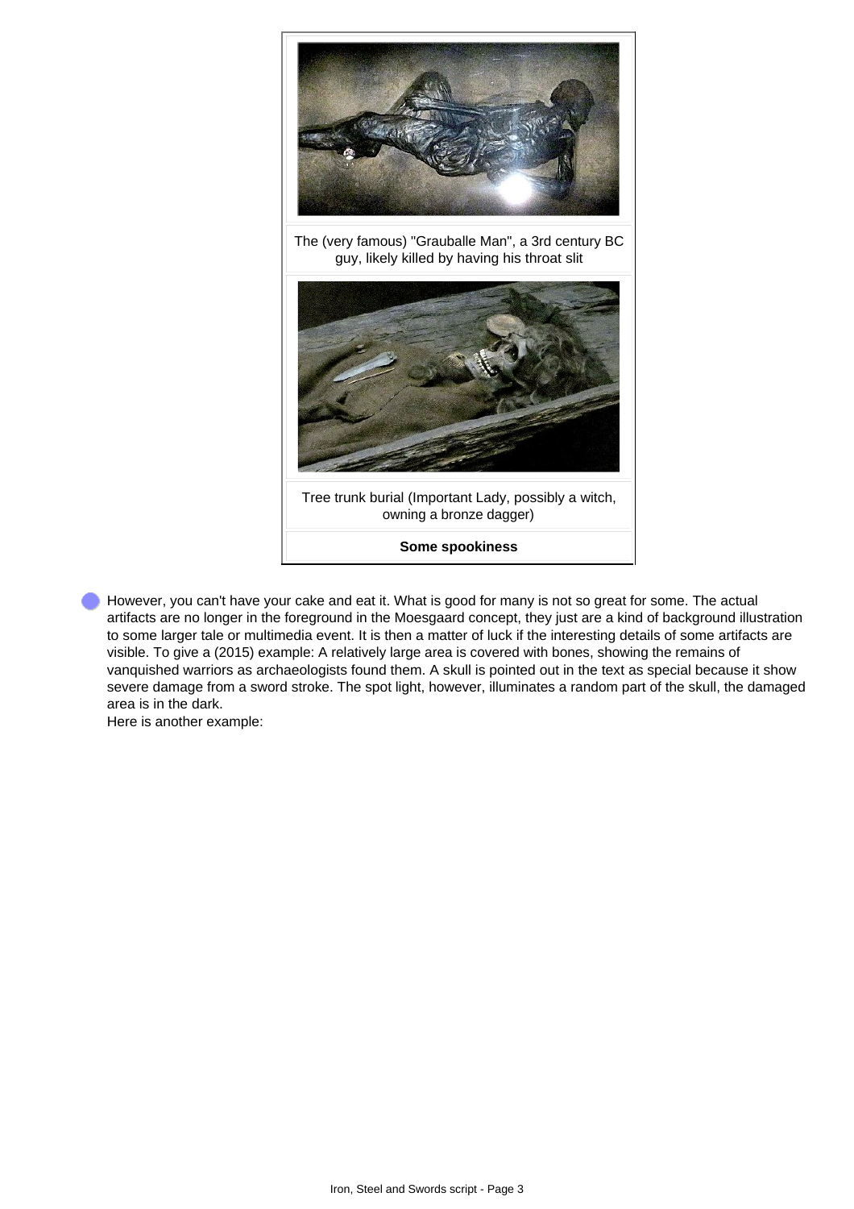The (very famous) "Grauballe Man", a 3rd century BC guy, likely killed by having his throat slit

Tree trunk burial (Important Lady, possibly a witch, owning a bronze dagger)

**Some spookiness**

- However, you can't have your cake and eat it. What is good for many is not so great for some. The actual artifacts are no longer in the foreground in the Moesgaard concept, they just are a kind of background illustration to some larger tale or multimedia event. It is then a matter of luck if the interesting details of some artifacts are visible. To give a (2015) example: A relatively large area is covered with bones, showing the remains of vanquished warriors as archaeologists found them. A skull is pointed out in the text as special because it show severe damage from a sword stroke. The spot light, however, illuminates a random part of the skull, the damaged area is in the dark.
  Here is another example: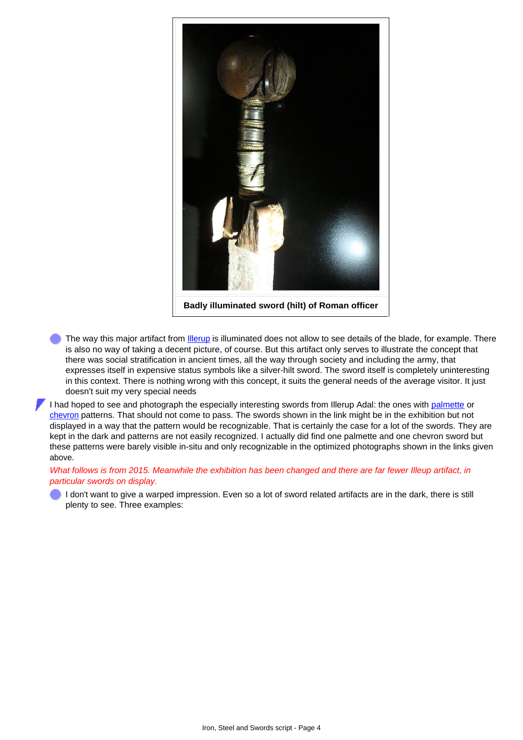**Badly illuminated sword (hilt) of Roman officer**

- The way this major artifact from Illerup is illuminated does not allow to see details of the blade, for example. There is also no way of taking a decent picture, of course. But this artifact only serves to illustrate the concept that there was social stratification in ancient times, all the way through society and including the army, that expresses itself in expensive status symbols like a silver-hilt sword. The sword itself is completely uninteresting in this context. There is nothing wrong with this concept, it suits the general needs of the average visitor. It just doesn't suit my very special needs

I had hoped to see and photograph the especially interesting swords from Illerup Adal: the ones with palmette or chevron patterns. That should not come to pass. The swords shown in the link might be in the exhibition but not displayed in a way that the pattern would be recognizable. That is certainly the case for a lot of the swords. They are kept in the dark and patterns are not easily recognized. I actually did find one palmette and one chevron sword but these patterns were barely visible in-situ and only recognizable in the optimized photographs shown in the links given above.

*What follows is from 2015. Meanwhile the exhibition has been changed and there are far fewer Illeup artifact, in particular swords on display.*

- I don't want to give a warped impression. Even so a lot of sword related artifacts are in the dark, there is still plenty to see. Three examples: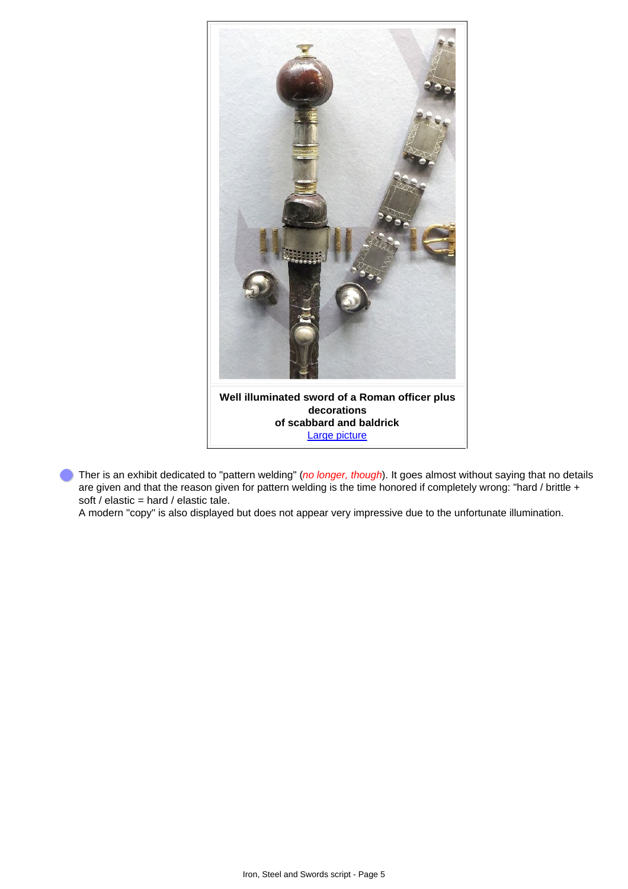**Well illuminated sword of a Roman officer plus decorations of scabbard and baldrick**
Large picture

- Ther is an exhibit dedicated to "pattern welding" (*no longer, though*). It goes almost without saying that no details are given and that the reason given for pattern welding is the time honored if completely wrong: "hard / brittle + soft / elastic = hard / elastic tale.
  A modern "copy" is also displayed but does not appear very impressive due to the unfortunate illumination.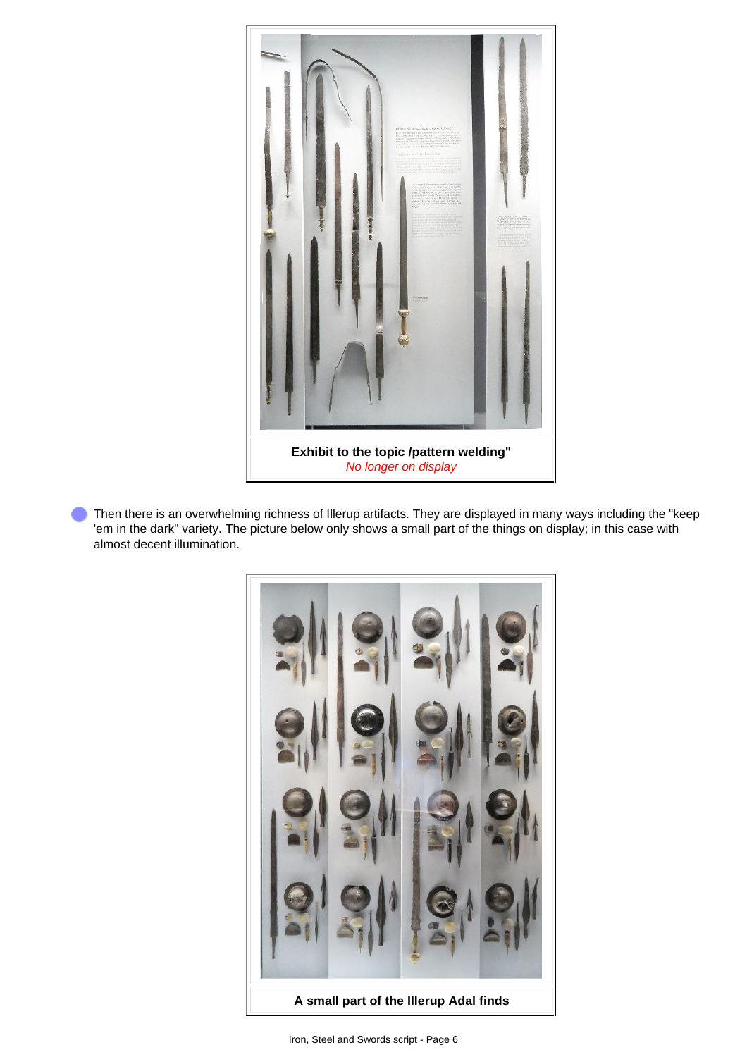**Exhibit to the topic /pattern welding"**
*No longer on display*

- Then there is an overwhelming richness of Illerup artifacts. They are displayed in many ways including the "keep 'em in the dark" variety. The picture below only shows a small part of the things on display; in this case with almost decent illumination.

**A small part of the Illerup Adal finds**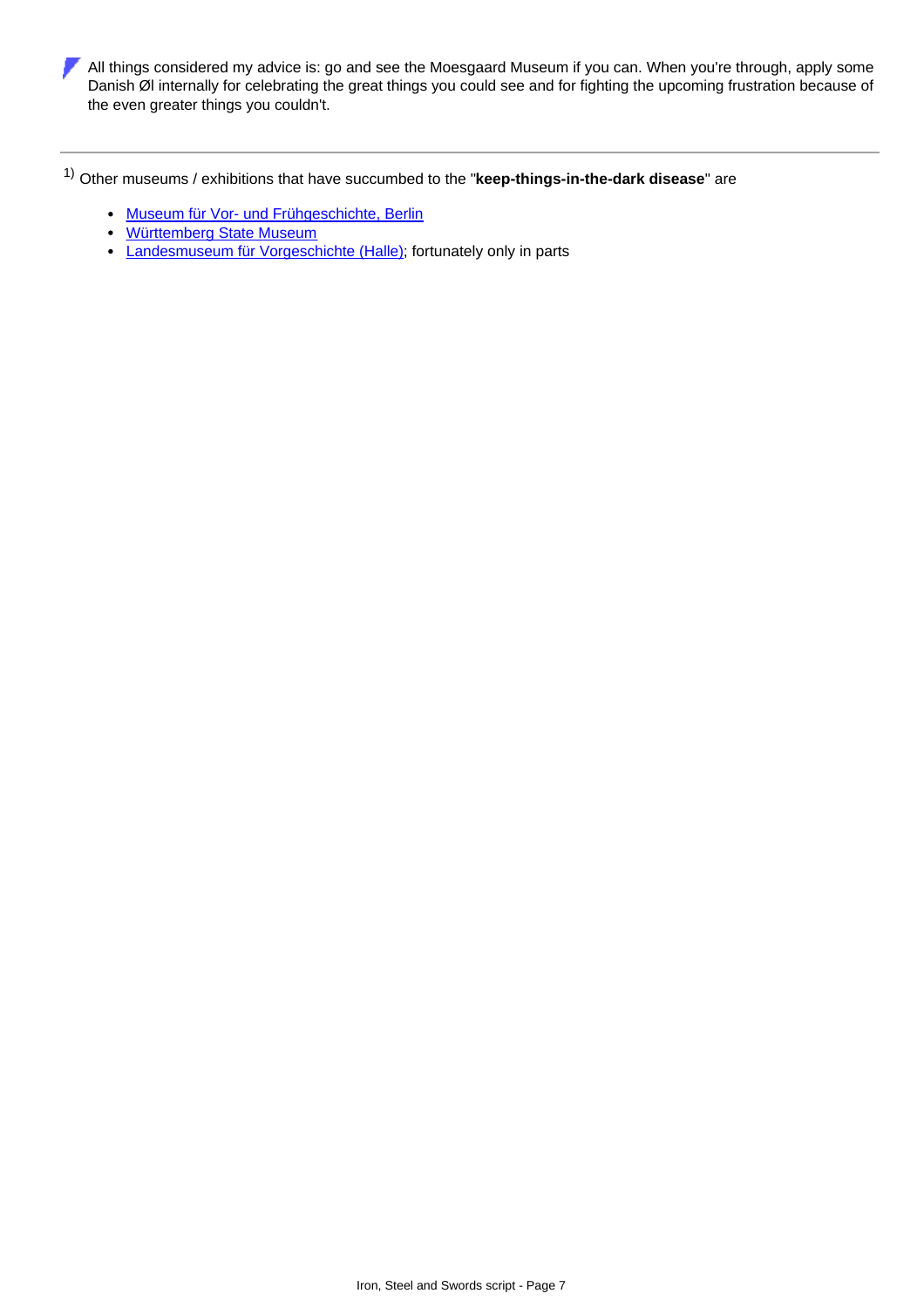All things considered my advice is: go and see the Moesgaard Museum if you can. When you're through, apply some Danish Øl internally for celebrating the great things you could see and for fighting the upcoming frustration because of the even greater things you couldn't.

---

[1] Other museums / exhibitions that have succumbed to the "**keep-things-in-the-dark disease**" are

- Museum für Vor- und Frühgeschichte, Berlin
- Württemberg State Museum
- Landesmuseum für Vorgeschichte (Halle); fortunately only in parts